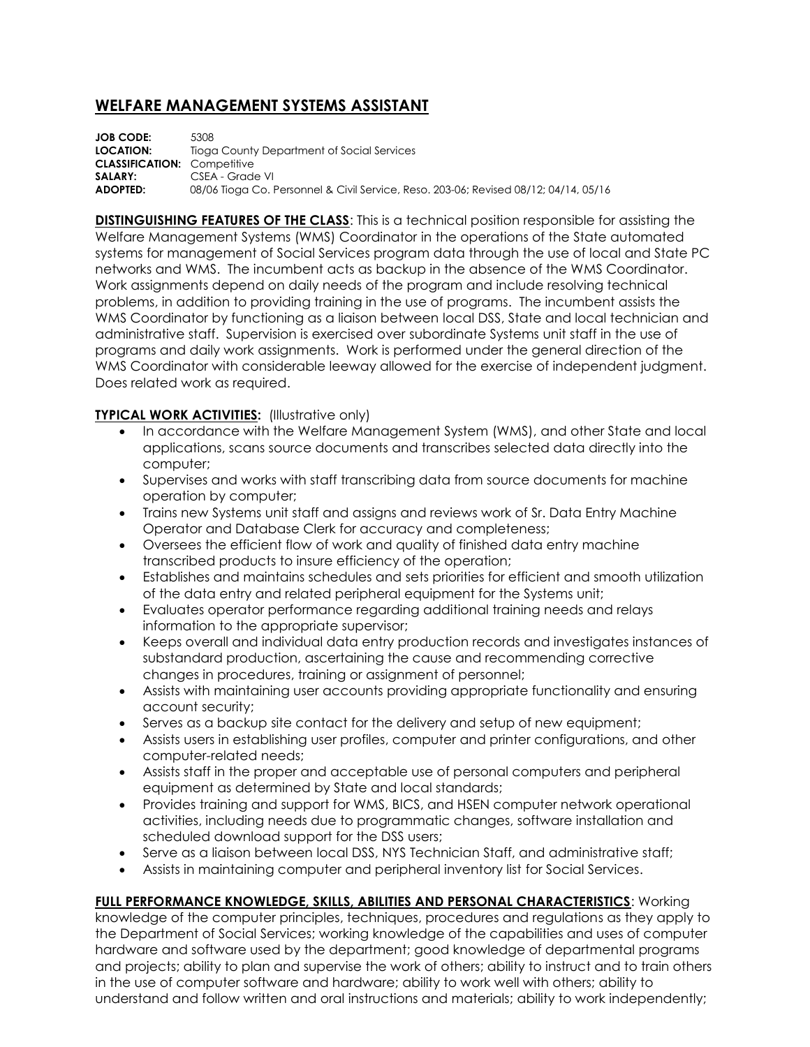# WELFARE MANAGEMENT SYSTEMS ASSISTANT

**JOB CODE:** 5308
**LOCATION:** Tioga County Department of Social Services
**CLASSIFICATION:** Competitive
**SALARY:** CSEA - Grade VI
**ADOPTED:** 08/06 Tioga Co. Personnel & Civil Service, Reso. 203-06; Revised 08/12; 04/14, 05/16

**DISTINGUISHING FEATURES OF THE CLASS**: This is a technical position responsible for assisting the Welfare Management Systems (WMS) Coordinator in the operations of the State automated systems for management of Social Services program data through the use of local and State PC networks and WMS. The incumbent acts as backup in the absence of the WMS Coordinator. Work assignments depend on daily needs of the program and include resolving technical problems, in addition to providing training in the use of programs. The incumbent assists the WMS Coordinator by functioning as a liaison between local DSS, State and local technician and administrative staff. Supervision is exercised over subordinate Systems unit staff in the use of programs and daily work assignments. Work is performed under the general direction of the WMS Coordinator with considerable leeway allowed for the exercise of independent judgment. Does related work as required.

**TYPICAL WORK ACTIVITIES:** (Illustrative only)

- In accordance with the Welfare Management System (WMS), and other State and local applications, scans source documents and transcribes selected data directly into the computer;
- Supervises and works with staff transcribing data from source documents for machine operation by computer;
- Trains new Systems unit staff and assigns and reviews work of Sr. Data Entry Machine Operator and Database Clerk for accuracy and completeness;
- Oversees the efficient flow of work and quality of finished data entry machine transcribed products to insure efficiency of the operation;
- Establishes and maintains schedules and sets priorities for efficient and smooth utilization of the data entry and related peripheral equipment for the Systems unit;
- Evaluates operator performance regarding additional training needs and relays information to the appropriate supervisor;
- Keeps overall and individual data entry production records and investigates instances of substandard production, ascertaining the cause and recommending corrective changes in procedures, training or assignment of personnel;
- Assists with maintaining user accounts providing appropriate functionality and ensuring account security;
- Serves as a backup site contact for the delivery and setup of new equipment;
- Assists users in establishing user profiles, computer and printer configurations, and other computer-related needs;
- Assists staff in the proper and acceptable use of personal computers and peripheral equipment as determined by State and local standards;
- Provides training and support for WMS, BICS, and HSEN computer network operational activities, including needs due to programmatic changes, software installation and scheduled download support for the DSS users;
- Serve as a liaison between local DSS, NYS Technician Staff, and administrative staff;
- Assists in maintaining computer and peripheral inventory list for Social Services.

**FULL PERFORMANCE KNOWLEDGE, SKILLS, ABILITIES AND PERSONAL CHARACTERISTICS**: Working knowledge of the computer principles, techniques, procedures and regulations as they apply to the Department of Social Services; working knowledge of the capabilities and uses of computer hardware and software used by the department; good knowledge of departmental programs and projects; ability to plan and supervise the work of others; ability to instruct and to train others in the use of computer software and hardware; ability to work well with others; ability to understand and follow written and oral instructions and materials; ability to work independently;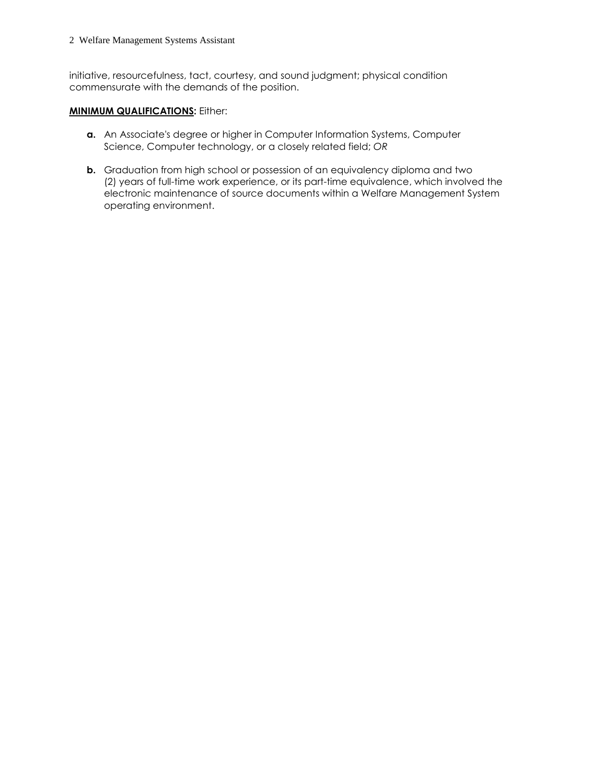initiative, resourcefulness, tact, courtesy, and sound judgment; physical condition commensurate with the demands of the position.

**MINIMUM QUALIFICATIONS:** Either:

**a.** An Associate's degree or higher in Computer Information Systems, Computer Science, Computer technology, or a closely related field; *OR*

**b.** Graduation from high school or possession of an equivalency diploma and two (2) years of full-time work experience, or its part-time equivalence, which involved the electronic maintenance of source documents within a Welfare Management System operating environment.